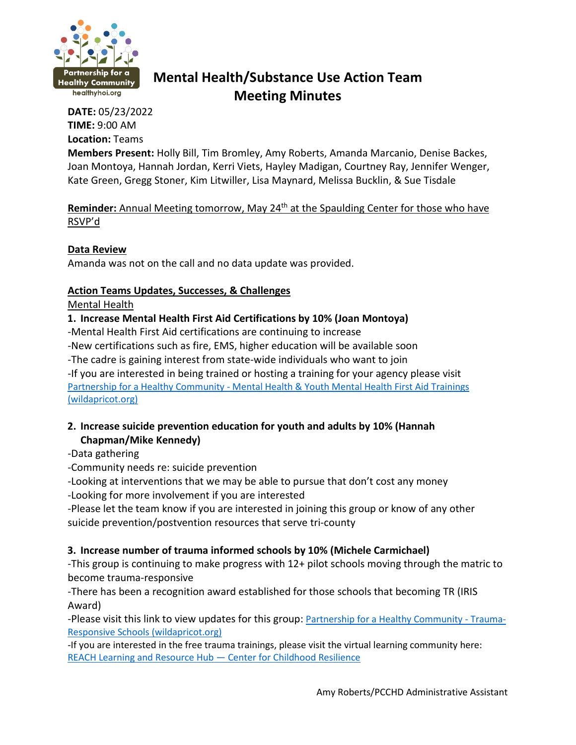# Mental Health/Substance Use Action Team Meeting Minutes

**DATE:** 05/23/2022
**TIME:** 9:00 AM
**Location:** Teams
**Members Present:** Holly Bill, Tim Bromley, Amy Roberts, Amanda Marcanio, Denise Backes, Joan Montoya, Hannah Jordan, Kerri Viets, Hayley Madigan, Courtney Ray, Jennifer Wenger, Kate Green, Gregg Stoner, Kim Litwiller, Lisa Maynard, Melissa Bucklin, & Sue Tisdale

**Reminder:** Annual Meeting tomorrow, May 24th at the Spaulding Center for those who have RSVP'd

**Data Review**

Amanda was not on the call and no data update was provided.

**Action Teams Updates, Successes, & Challenges**

Mental Health

**1. Increase Mental Health First Aid Certifications by 10% (Joan Montoya)**

-Mental Health First Aid certifications are continuing to increase
-New certifications such as fire, EMS, higher education will be available soon
-The cadre is gaining interest from state-wide individuals who want to join
-If you are interested in being trained or hosting a training for your agency please visit Partnership for a Healthy Community - Mental Health & Youth Mental Health First Aid Trainings (wildapricot.org)

**2. Increase suicide prevention education for youth and adults by 10% (Hannah Chapman/Mike Kennedy)**

-Data gathering
-Community needs re: suicide prevention
-Looking at interventions that we may be able to pursue that don't cost any money
-Looking for more involvement if you are interested
-Please let the team know if you are interested in joining this group or know of any other suicide prevention/postvention resources that serve tri-county

**3. Increase number of trauma informed schools by 10% (Michele Carmichael)**

-This group is continuing to make progress with 12+ pilot schools moving through the matric to become trauma-responsive
-There has been a recognition award established for those schools that becoming TR (IRIS Award)
-Please visit this link to view updates for this group: Partnership for a Healthy Community - Trauma-Responsive Schools (wildapricot.org)
-If you are interested in the free trauma trainings, please visit the virtual learning community here: REACH Learning and Resource Hub — Center for Childhood Resilience

Amy Roberts/PCCHD Administrative Assistant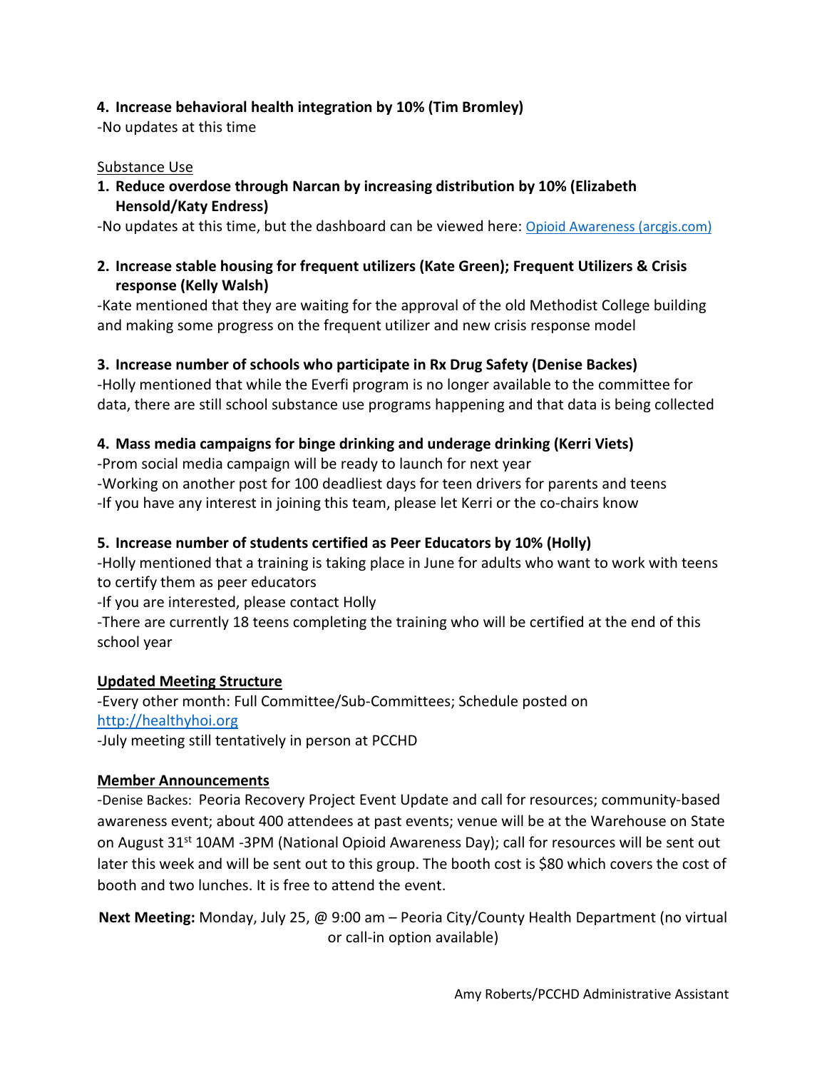**4. Increase behavioral health integration by 10% (Tim Bromley)**

-No updates at this time

Substance Use

**1. Reduce overdose through Narcan by increasing distribution by 10% (Elizabeth Hensold/Katy Endress)**

-No updates at this time, but the dashboard can be viewed here: [Opioid Awareness (arcgis.com)]()

**2. Increase stable housing for frequent utilizers (Kate Green); Frequent Utilizers & Crisis response (Kelly Walsh)**

-Kate mentioned that they are waiting for the approval of the old Methodist College building and making some progress on the frequent utilizer and new crisis response model

**3. Increase number of schools who participate in Rx Drug Safety (Denise Backes)**

-Holly mentioned that while the Everfi program is no longer available to the committee for data, there are still school substance use programs happening and that data is being collected

**4. Mass media campaigns for binge drinking and underage drinking (Kerri Viets)**

-Prom social media campaign will be ready to launch for next year

-Working on another post for 100 deadliest days for teen drivers for parents and teens

-If you have any interest in joining this team, please let Kerri or the co-chairs know

**5. Increase number of students certified as Peer Educators by 10% (Holly)**

-Holly mentioned that a training is taking place in June for adults who want to work with teens to certify them as peer educators

-If you are interested, please contact Holly

-There are currently 18 teens completing the training who will be certified at the end of this school year

**Updated Meeting Structure**

-Every other month: Full Committee/Sub-Committees; Schedule posted on http://healthyhoi.org

-July meeting still tentatively in person at PCCHD

**Member Announcements**

-Denise Backes: Peoria Recovery Project Event Update and call for resources; community-based awareness event; about 400 attendees at past events; venue will be at the Warehouse on State on August 31st 10AM -3PM (National Opioid Awareness Day); call for resources will be sent out later this week and will be sent out to this group. The booth cost is $80 which covers the cost of booth and two lunches. It is free to attend the event.

**Next Meeting:** Monday, July 25, @ 9:00 am – Peoria City/County Health Department (no virtual or call-in option available)

Amy Roberts/PCCHD Administrative Assistant